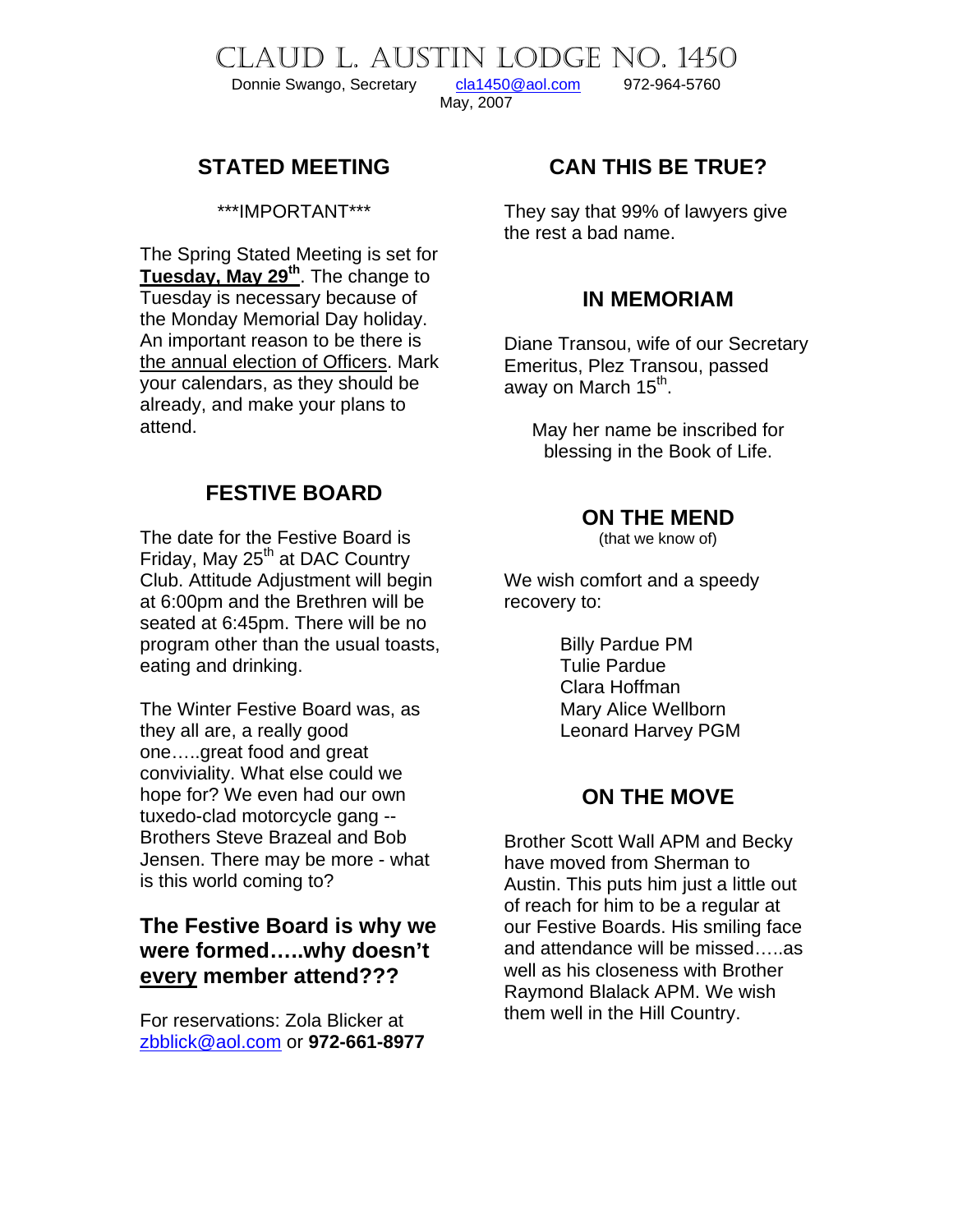# CLAUD L. AUSTIN LODGE NO. 1450

Donnie Swango, Secretary cla1450@aol.com 972-964-5760

May, 2007

## STATED MEETING

***IMPORTANT***

The Spring Stated Meeting is set for **Tuesday, May 29th**. The change to Tuesday is necessary because of the Monday Memorial Day holiday. An important reason to be there is the annual election of Officers. Mark your calendars, as they should be already, and make your plans to attend.

## FESTIVE BOARD

The date for the Festive Board is Friday, May 25th at DAC Country Club. Attitude Adjustment will begin at 6:00pm and the Brethren will be seated at 6:45pm. There will be no program other than the usual toasts, eating and drinking.

The Winter Festive Board was, as they all are, a really good one…..great food and great conviviality. What else could we hope for? We even had our own tuxedo-clad motorcycle gang -- Brothers Steve Brazeal and Bob Jensen. There may be more - what is this world coming to?

### The Festive Board is why we were formed…..why doesn't every member attend???

For reservations: Zola Blicker at zbblick@aol.com or **972-661-8977**

## CAN THIS BE TRUE?

They say that 99% of lawyers give the rest a bad name.

## IN MEMORIAM

Diane Transou, wife of our Secretary Emeritus, Plez Transou, passed away on March 15th.

May her name be inscribed for blessing in the Book of Life.

## ON THE MEND

(that we know of)

We wish comfort and a speedy recovery to:

Billy Pardue PM
Tulie Pardue
Clara Hoffman
Mary Alice Wellborn
Leonard Harvey PGM

## ON THE MOVE

Brother Scott Wall APM and Becky have moved from Sherman to Austin. This puts him just a little out of reach for him to be a regular at our Festive Boards. His smiling face and attendance will be missed…..as well as his closeness with Brother Raymond Blalack APM. We wish them well in the Hill Country.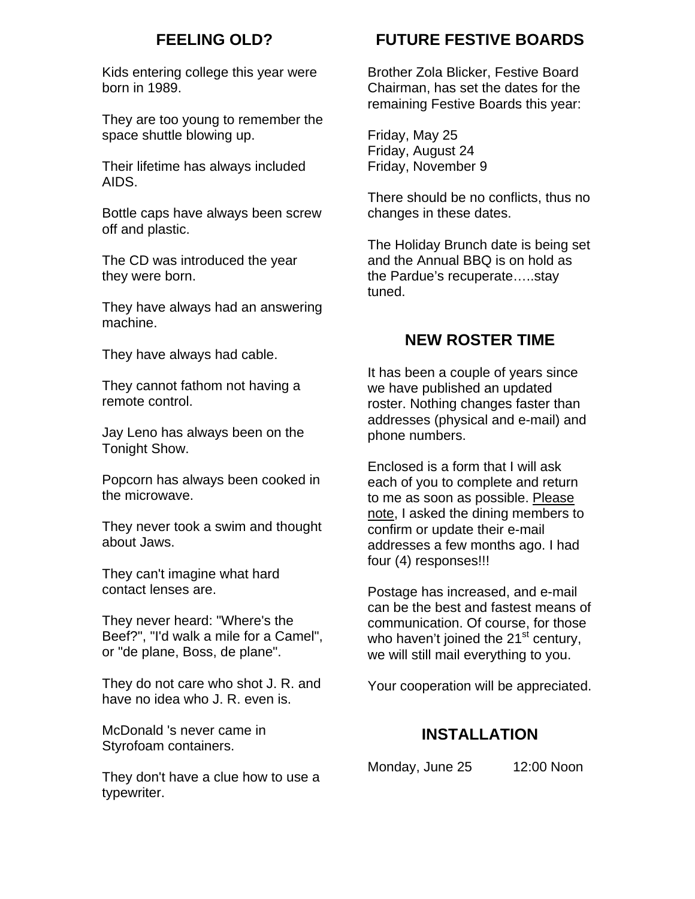## FEELING OLD?

Kids entering college this year were born in 1989.

They are too young to remember the space shuttle blowing up.

Their lifetime has always included AIDS.

Bottle caps have always been screw off and plastic.

The CD was introduced the year they were born.

They have always had an answering machine.

They have always had cable.

They cannot fathom not having a remote control.

Jay Leno has always been on the Tonight Show.

Popcorn has always been cooked in the microwave.

They never took a swim and thought about Jaws.

They can't imagine what hard contact lenses are.

They never heard: "Where's the Beef?", "I'd walk a mile for a Camel", or "de plane, Boss, de plane".

They do not care who shot J. R. and have no idea who J. R. even is.

McDonald 's never came in Styrofoam containers.

They don't have a clue how to use a typewriter.

## FUTURE FESTIVE BOARDS

Brother Zola Blicker, Festive Board Chairman, has set the dates for the remaining Festive Boards this year:

Friday, May 25
Friday, August 24
Friday, November 9

There should be no conflicts, thus no changes in these dates.

The Holiday Brunch date is being set and the Annual BBQ is on hold as the Pardue's recuperate…..stay tuned.

## NEW ROSTER TIME

It has been a couple of years since we have published an updated roster. Nothing changes faster than addresses (physical and e-mail) and phone numbers.

Enclosed is a form that I will ask each of you to complete and return to me as soon as possible. Please note, I asked the dining members to confirm or update their e-mail addresses a few months ago. I had four (4) responses!!!

Postage has increased, and e-mail can be the best and fastest means of communication. Of course, for those who haven't joined the 21st century, we will still mail everything to you.

Your cooperation will be appreciated.

## INSTALLATION

Monday, June 25    12:00 Noon